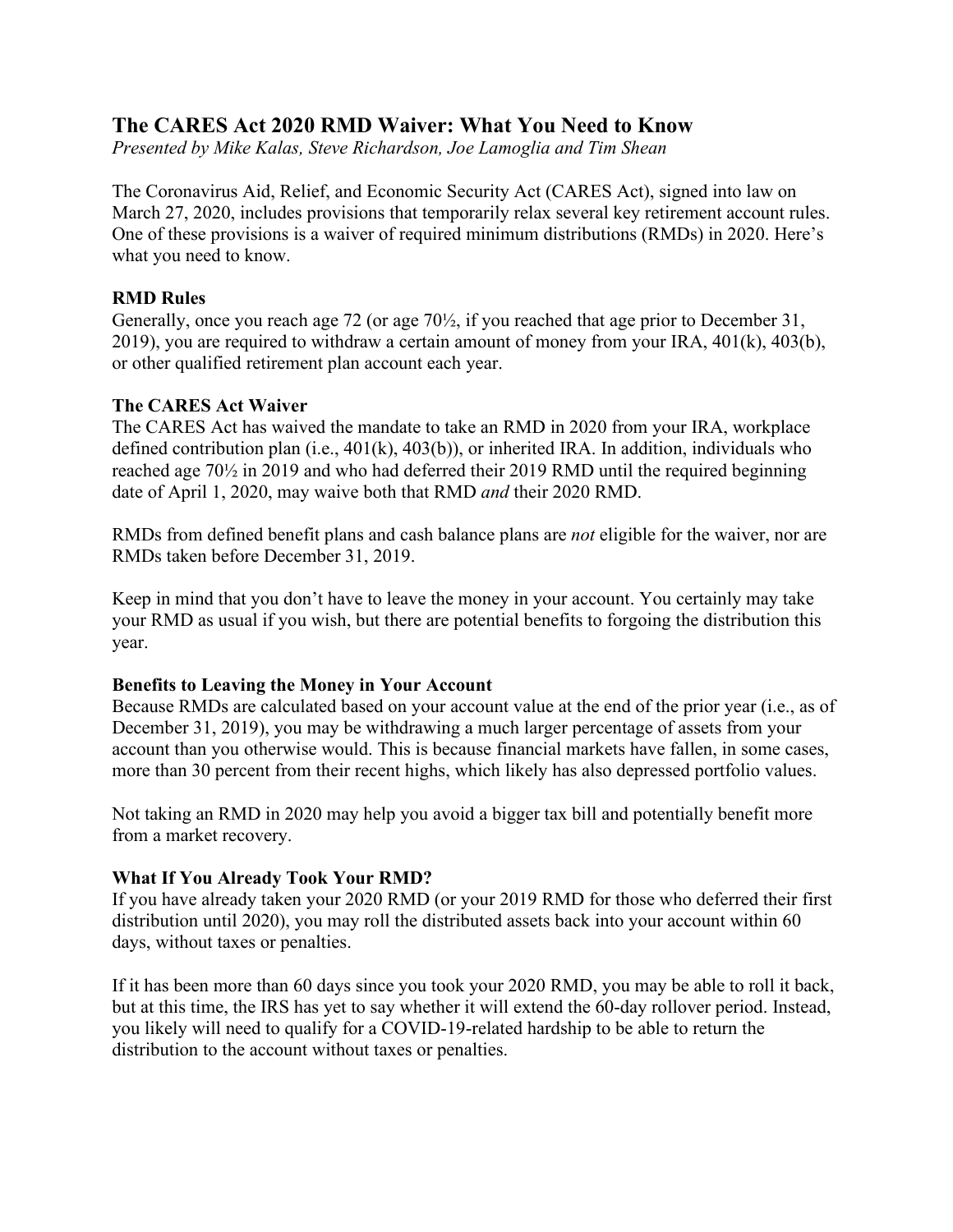# The CARES Act 2020 RMD Waiver: What You Need to Know

*Presented by Mike Kalas, Steve Richardson, Joe Lamoglia and Tim Shean*

The Coronavirus Aid, Relief, and Economic Security Act (CARES Act), signed into law on March 27, 2020, includes provisions that temporarily relax several key retirement account rules. One of these provisions is a waiver of required minimum distributions (RMDs) in 2020. Here's what you need to know.

**RMD Rules**

Generally, once you reach age 72 (or age 70½, if you reached that age prior to December 31, 2019), you are required to withdraw a certain amount of money from your IRA, 401(k), 403(b), or other qualified retirement plan account each year.

**The CARES Act Waiver**

The CARES Act has waived the mandate to take an RMD in 2020 from your IRA, workplace defined contribution plan (i.e., 401(k), 403(b)), or inherited IRA. In addition, individuals who reached age 70½ in 2019 and who had deferred their 2019 RMD until the required beginning date of April 1, 2020, may waive both that RMD *and* their 2020 RMD.

RMDs from defined benefit plans and cash balance plans are *not* eligible for the waiver, nor are RMDs taken before December 31, 2019.

Keep in mind that you don't have to leave the money in your account. You certainly may take your RMD as usual if you wish, but there are potential benefits to forgoing the distribution this year.

**Benefits to Leaving the Money in Your Account**

Because RMDs are calculated based on your account value at the end of the prior year (i.e., as of December 31, 2019), you may be withdrawing a much larger percentage of assets from your account than you otherwise would. This is because financial markets have fallen, in some cases, more than 30 percent from their recent highs, which likely has also depressed portfolio values.

Not taking an RMD in 2020 may help you avoid a bigger tax bill and potentially benefit more from a market recovery.

**What If You Already Took Your RMD?**

If you have already taken your 2020 RMD (or your 2019 RMD for those who deferred their first distribution until 2020), you may roll the distributed assets back into your account within 60 days, without taxes or penalties.

If it has been more than 60 days since you took your 2020 RMD, you may be able to roll it back, but at this time, the IRS has yet to say whether it will extend the 60-day rollover period. Instead, you likely will need to qualify for a COVID-19-related hardship to be able to return the distribution to the account without taxes or penalties.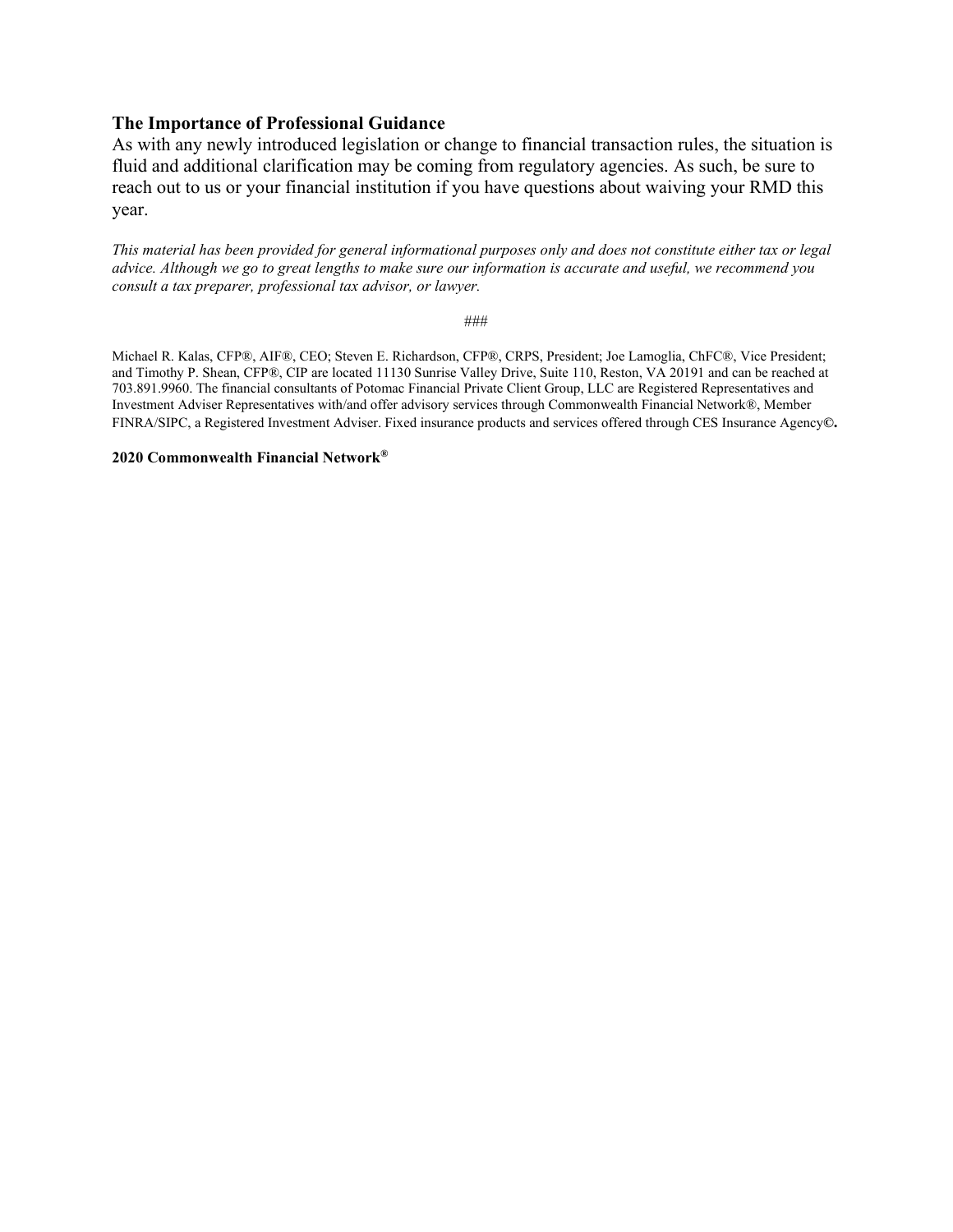## The Importance of Professional Guidance

As with any newly introduced legislation or change to financial transaction rules, the situation is fluid and additional clarification may be coming from regulatory agencies. As such, be sure to reach out to us or your financial institution if you have questions about waiving your RMD this year.

*This material has been provided for general informational purposes only and does not constitute either tax or legal advice. Although we go to great lengths to make sure our information is accurate and useful, we recommend you consult a tax preparer, professional tax advisor, or lawyer.*

###

Michael R. Kalas, CFP®, AIF®, CEO; Steven E. Richardson, CFP®, CRPS, President; Joe Lamoglia, ChFC®, Vice President; and Timothy P. Shean, CFP®, CIP are located 11130 Sunrise Valley Drive, Suite 110, Reston, VA 20191 and can be reached at 703.891.9960. The financial consultants of Potomac Financial Private Client Group, LLC are Registered Representatives and Investment Adviser Representatives with/and offer advisory services through Commonwealth Financial Network®, Member FINRA/SIPC, a Registered Investment Adviser. Fixed insurance products and services offered through CES Insurance Agency**©.**

**2020 Commonwealth Financial Network®**